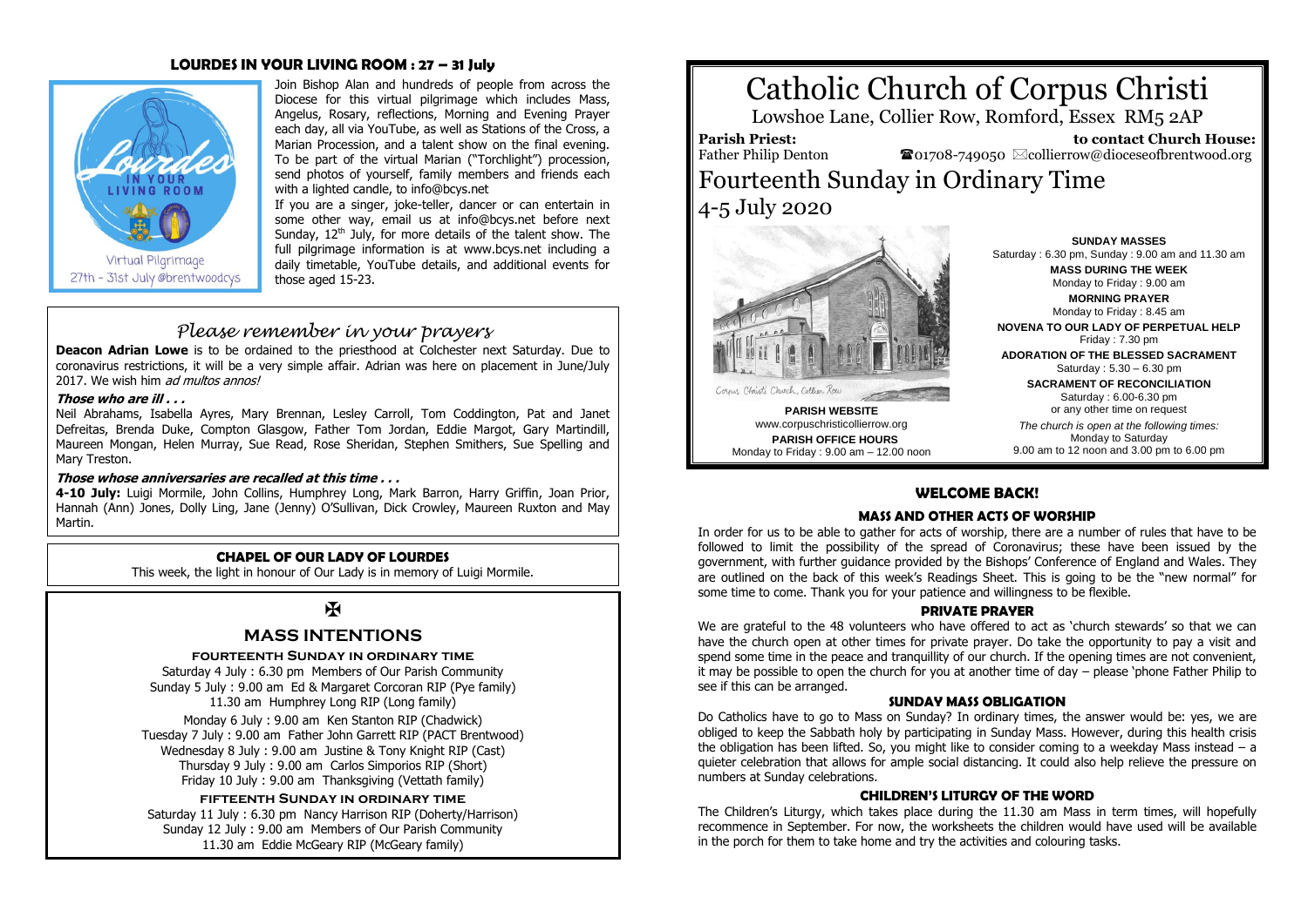# Catholic Church of Corpus Christi

Lowshoe Lane, Collier Row, Romford, Essex RM5 2AP

**Parish Priest:** Father Philip Denton

**to contact Church House:** ☎01708-749050 ✉collierrow@dioceseofbrentwood.org

## Fourteenth Sunday in Ordinary Time

4-5 July 2020

Corpus Christi Church, Collier Row

**PARISH WEBSITE**
www.corpuschristicollierrow.org

**PARISH OFFICE HOURS**
Monday to Friday : 9.00 am – 12.00 noon

**SUNDAY MASSES**
Saturday : 6.30 pm, Sunday : 9.00 am and 11.30 am

**MASS DURING THE WEEK**
Monday to Friday : 9.00 am

**MORNING PRAYER**
Monday to Friday : 8.45 am

**NOVENA TO OUR LADY OF PERPETUAL HELP**
Friday : 7.30 pm

**ADORATION OF THE BLESSED SACRAMENT**
Saturday : 5.30 – 6.30 pm

**SACRAMENT OF RECONCILIATION**
Saturday : 6.00-6.30 pm
or any other time on request

*The church is open at the following times:*
Monday to Saturday
9.00 am to 12 noon and 3.00 pm to 6.00 pm

## WELCOME BACK!

### MASS AND OTHER ACTS OF WORSHIP

In order for us to be able to gather for acts of worship, there are a number of rules that have to be followed to limit the possibility of the spread of Coronavirus; these have been issued by the government, with further guidance provided by the Bishops' Conference of England and Wales. They are outlined on the back of this week's Readings Sheet. This is going to be the "new normal" for some time to come. Thank you for your patience and willingness to be flexible.

### PRIVATE PRAYER

We are grateful to the 48 volunteers who have offered to act as 'church stewards' so that we can have the church open at other times for private prayer. Do take the opportunity to pay a visit and spend some time in the peace and tranquillity of our church. If the opening times are not convenient, it may be possible to open the church for you at another time of day – please 'phone Father Philip to see if this can be arranged.

### SUNDAY MASS OBLIGATION

Do Catholics have to go to Mass on Sunday? In ordinary times, the answer would be: yes, we are obliged to keep the Sabbath holy by participating in Sunday Mass. However, during this health crisis the obligation has been lifted. So, you might like to consider coming to a weekday Mass instead – a quieter celebration that allows for ample social distancing. It could also help relieve the pressure on numbers at Sunday celebrations.

### CHILDREN'S LITURGY OF THE WORD

The Children's Liturgy, which takes place during the 11.30 am Mass in term times, will hopefully recommence in September. For now, the worksheets the children would have used will be available in the porch for them to take home and try the activities and colouring tasks.

## LOURDES IN YOUR LIVING ROOM : 27 – 31 July

Lourdes in your living room — Virtual Pilgrimage 27th – 31st July @brentwoodcys

Join Bishop Alan and hundreds of people from across the Diocese for this virtual pilgrimage which includes Mass, Angelus, Rosary, reflections, Morning and Evening Prayer each day, all via YouTube, as well as Stations of the Cross, a Marian Procession, and a talent show on the final evening. To be part of the virtual Marian ("Torchlight") procession, send photos of yourself, family members and friends each with a lighted candle, to info@bcys.net

If you are a singer, joke-teller, dancer or can entertain in some other way, email us at info@bcys.net before next Sunday, 12th July, for more details of the talent show. The full pilgrimage information is at www.bcys.net including a daily timetable, YouTube details, and additional events for those aged 15-23.

## *Please remember in your prayers*

**Deacon Adrian Lowe** is to be ordained to the priesthood at Colchester next Saturday. Due to coronavirus restrictions, it will be a very simple affair. Adrian was here on placement in June/July 2017. We wish him *ad multos annos!*

***Those who are ill . . .***

Neil Abrahams, Isabella Ayres, Mary Brennan, Lesley Carroll, Tom Coddington, Pat and Janet Defreitas, Brenda Duke, Compton Glasgow, Father Tom Jordan, Eddie Margot, Gary Martindill, Maureen Mongan, Helen Murray, Sue Read, Rose Sheridan, Stephen Smithers, Sue Spelling and Mary Treston.

***Those whose anniversaries are recalled at this time . . .***

**4-10 July:** Luigi Mormile, John Collins, Humphrey Long, Mark Barron, Harry Griffin, Joan Prior, Hannah (Ann) Jones, Dolly Ling, Jane (Jenny) O'Sullivan, Dick Crowley, Maureen Ruxton and May Martin.

### CHAPEL OF OUR LADY OF LOURDES

This week, the light in honour of Our Lady is in memory of Luigi Mormile.

✠

## MASS INTENTIONS

**FOURTEENTH SUNDAY IN ORDINARY TIME**

Saturday 4 July : 6.30 pm Members of Our Parish Community
Sunday 5 July : 9.00 am Ed & Margaret Corcoran RIP (Pye family)
11.30 am Humphrey Long RIP (Long family)

Monday 6 July : 9.00 am Ken Stanton RIP (Chadwick)
Tuesday 7 July : 9.00 am Father John Garrett RIP (PACT Brentwood)
Wednesday 8 July : 9.00 am Justine & Tony Knight RIP (Cast)
Thursday 9 July : 9.00 am Carlos Simporios RIP (Short)
Friday 10 July : 9.00 am Thanksgiving (Vettath family)

**FIFTEENTH SUNDAY IN ORDINARY TIME**

Saturday 11 July : 6.30 pm Nancy Harrison RIP (Doherty/Harrison)
Sunday 12 July : 9.00 am Members of Our Parish Community
11.30 am Eddie McGeary RIP (McGeary family)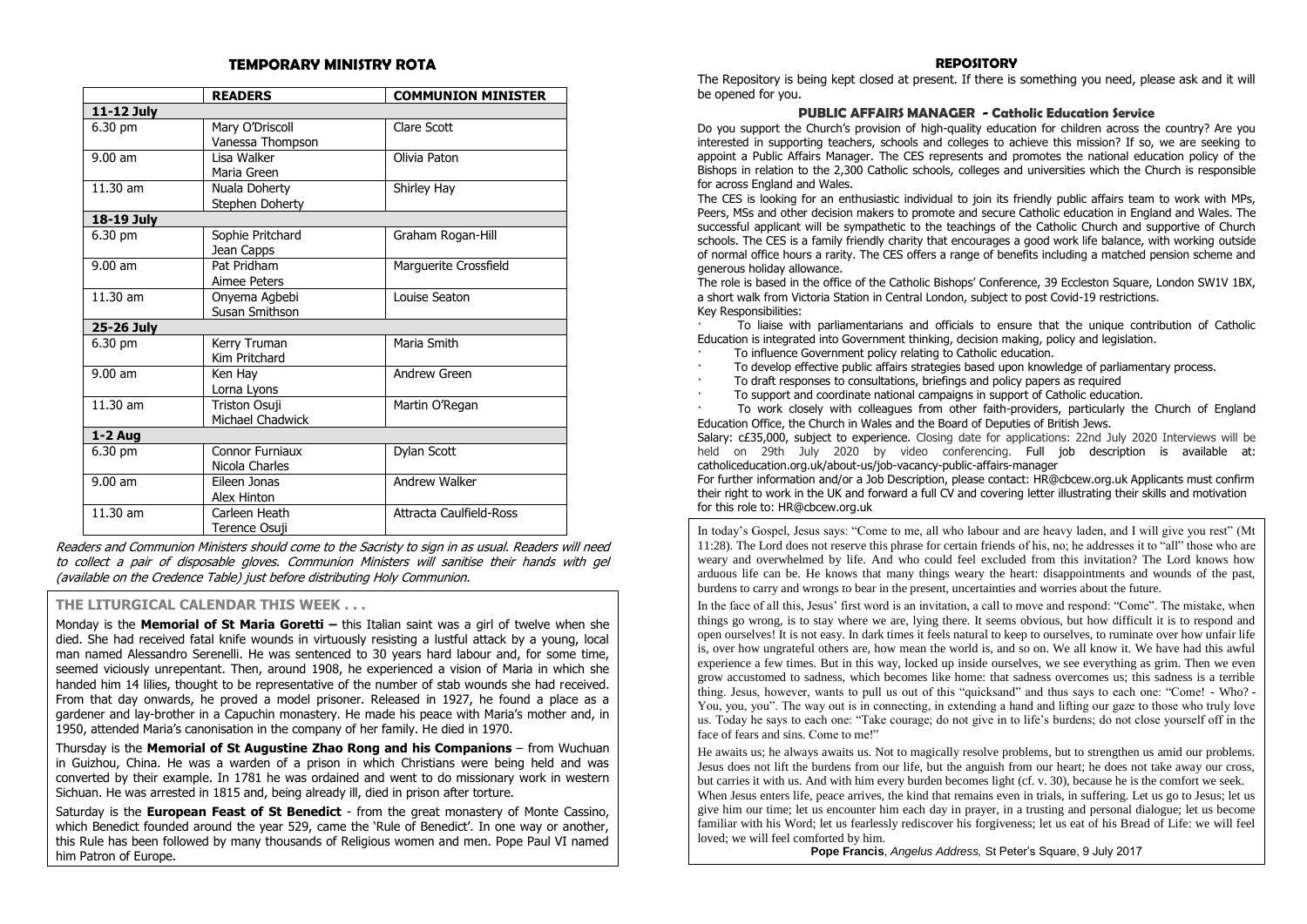## TEMPORARY MINISTRY ROTA

| | READERS | COMMUNION MINISTER |
|---|---|---|
| **11-12 July** | | |
| 6.30 pm | Mary O'Driscoll<br>Vanessa Thompson | Clare Scott |
| 9.00 am | Lisa Walker<br>Maria Green | Olivia Paton |
| 11.30 am | Nuala Doherty<br>Stephen Doherty | Shirley Hay |
| **18-19 July** | | |
| 6.30 pm | Sophie Pritchard<br>Jean Capps | Graham Rogan-Hill |
| 9.00 am | Pat Pridham<br>Aimee Peters | Marguerite Crossfield |
| 11.30 am | Onyema Agbebi<br>Susan Smithson | Louise Seaton |
| **25-26 July** | | |
| 6.30 pm | Kerry Truman<br>Kim Pritchard | Maria Smith |
| 9.00 am | Ken Hay<br>Lorna Lyons | Andrew Green |
| 11.30 am | Triston Osuji<br>Michael Chadwick | Martin O'Regan |
| **1-2 Aug** | | |
| 6.30 pm | Connor Furniaux<br>Nicola Charles | Dylan Scott |
| 9.00 am | Eileen Jonas<br>Alex Hinton | Andrew Walker |
| 11.30 am | Carleen Heath<br>Terence Osuji | Attracta Caulfield-Ross |

*Readers and Communion Ministers should come to the Sacristy to sign in as usual. Readers will need to collect a pair of disposable gloves. Communion Ministers will sanitise their hands with gel (available on the Credence Table) just before distributing Holy Communion.*

## THE LITURGICAL CALENDAR THIS WEEK . . .

Monday is the **Memorial of St Maria Goretti –** this Italian saint was a girl of twelve when she died. She had received fatal knife wounds in virtuously resisting a lustful attack by a young, local man named Alessandro Serenelli. He was sentenced to 30 years hard labour and, for some time, seemed viciously unrepentant. Then, around 1908, he experienced a vision of Maria in which she handed him 14 lilies, thought to be representative of the number of stab wounds she had received. From that day onwards, he proved a model prisoner. Released in 1927, he found a place as a gardener and lay-brother in a Capuchin monastery. He made his peace with Maria's mother and, in 1950, attended Maria's canonisation in the company of her family. He died in 1970.

Thursday is the **Memorial of St Augustine Zhao Rong and his Companions** – from Wuchuan in Guizhou, China. He was a warden of a prison in which Christians were being held and was converted by their example. In 1781 he was ordained and went to do missionary work in western Sichuan. He was arrested in 1815 and, being already ill, died in prison after torture.

Saturday is the **European Feast of St Benedict** - from the great monastery of Monte Cassino, which Benedict founded around the year 529, came the 'Rule of Benedict'. In one way or another, this Rule has been followed by many thousands of Religious women and men. Pope Paul VI named him Patron of Europe.

## REPOSITORY

The Repository is being kept closed at present. If there is something you need, please ask and it will be opened for you.

## PUBLIC AFFAIRS MANAGER - Catholic Education Service

Do you support the Church's provision of high-quality education for children across the country? Are you interested in supporting teachers, schools and colleges to achieve this mission? If so, we are seeking to appoint a Public Affairs Manager. The CES represents and promotes the national education policy of the Bishops in relation to the 2,300 Catholic schools, colleges and universities which the Church is responsible for across England and Wales.

The CES is looking for an enthusiastic individual to join its friendly public affairs team to work with MPs, Peers, MSs and other decision makers to promote and secure Catholic education in England and Wales. The successful applicant will be sympathetic to the teachings of the Catholic Church and supportive of Church schools. The CES is a family friendly charity that encourages a good work life balance, with working outside of normal office hours a rarity. The CES offers a range of benefits including a matched pension scheme and generous holiday allowance.

The role is based in the office of the Catholic Bishops' Conference, 39 Eccleston Square, London SW1V 1BX, a short walk from Victoria Station in Central London, subject to post Covid-19 restrictions.

Key Responsibilities:

- To liaise with parliamentarians and officials to ensure that the unique contribution of Catholic Education is integrated into Government thinking, decision making, policy and legislation.
- To influence Government policy relating to Catholic education.
- To develop effective public affairs strategies based upon knowledge of parliamentary process.
- To draft responses to consultations, briefings and policy papers as required
- To support and coordinate national campaigns in support of Catholic education.
- To work closely with colleagues from other faith-providers, particularly the Church of England Education Office, the Church in Wales and the Board of Deputies of British Jews.

Salary: c£35,000, subject to experience. Closing date for applications: 22nd July 2020 Interviews will be held on 29th July 2020 by video conferencing. Full job description is available at: catholiceducation.org.uk/about-us/job-vacancy-public-affairs-manager

For further information and/or a Job Description, please contact: HR@cbcew.org.uk Applicants must confirm their right to work in the UK and forward a full CV and covering letter illustrating their skills and motivation for this role to: HR@cbcew.org.uk

In today's Gospel, Jesus says: "Come to me, all who labour and are heavy laden, and I will give you rest" (Mt 11:28). The Lord does not reserve this phrase for certain friends of his, no; he addresses it to "all" those who are weary and overwhelmed by life. And who could feel excluded from this invitation? The Lord knows how arduous life can be. He knows that many things weary the heart: disappointments and wounds of the past, burdens to carry and wrongs to bear in the present, uncertainties and worries about the future.

In the face of all this, Jesus' first word is an invitation, a call to move and respond: "Come". The mistake, when things go wrong, is to stay where we are, lying there. It seems obvious, but how difficult it is to respond and open ourselves! It is not easy. In dark times it feels natural to keep to ourselves, to ruminate over how unfair life is, over how ungrateful others are, how mean the world is, and so on. We all know it. We have had this awful experience a few times. But in this way, locked up inside ourselves, we see everything as grim. Then we even grow accustomed to sadness, which becomes like home: that sadness overcomes us; this sadness is a terrible thing. Jesus, however, wants to pull us out of this "quicksand" and thus says to each one: "Come! - Who? - You, you, you". The way out is in connecting, in extending a hand and lifting our gaze to those who truly love us. Today he says to each one: "Take courage; do not give in to life's burdens; do not close yourself off in the face of fears and sins. Come to me!"

He awaits us; he always awaits us. Not to magically resolve problems, but to strengthen us amid our problems. Jesus does not lift the burdens from our life, but the anguish from our heart; he does not take away our cross, but carries it with us. And with him every burden becomes light (cf. v. 30), because he is the comfort we seek.

When Jesus enters life, peace arrives, the kind that remains even in trials, in suffering. Let us go to Jesus; let us give him our time; let us encounter him each day in prayer, in a trusting and personal dialogue; let us become familiar with his Word; let us fearlessly rediscover his forgiveness; let us eat of his Bread of Life: we will feel loved; we will feel comforted by him.

**Pope Francis**, *Angelus Address,* St Peter's Square, 9 July 2017